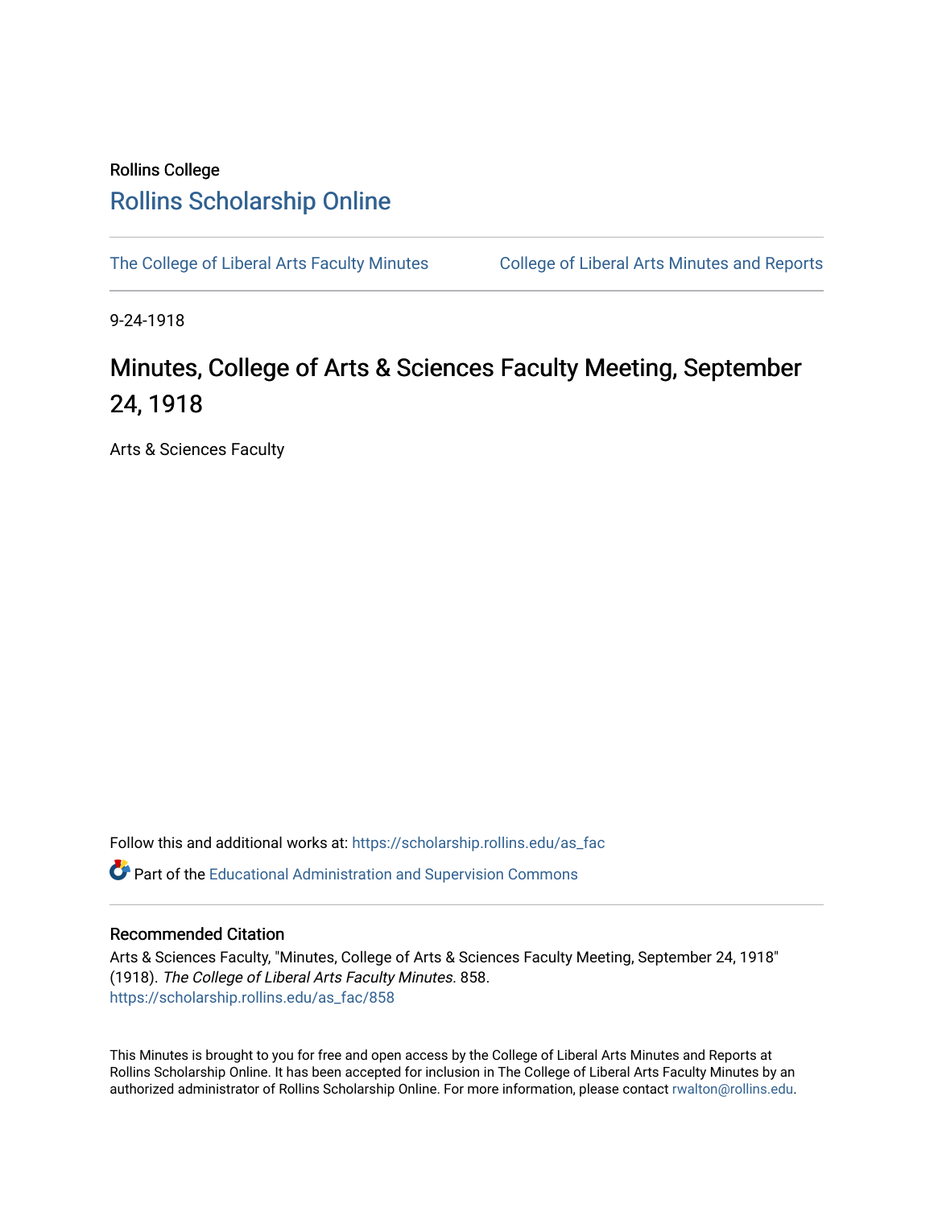Rollins College

# Rollins Scholarship Online

The College of Liberal Arts Faculty Minutes

College of Liberal Arts Minutes and Reports

9-24-1918

## Minutes, College of Arts & Sciences Faculty Meeting, September 24, 1918

Arts & Sciences Faculty

Follow this and additional works at: https://scholarship.rollins.edu/as_fac

Part of the Educational Administration and Supervision Commons

### Recommended Citation

Arts & Sciences Faculty, "Minutes, College of Arts & Sciences Faculty Meeting, September 24, 1918" (1918). *The College of Liberal Arts Faculty Minutes*. 858.
https://scholarship.rollins.edu/as_fac/858

This Minutes is brought to you for free and open access by the College of Liberal Arts Minutes and Reports at Rollins Scholarship Online. It has been accepted for inclusion in The College of Liberal Arts Faculty Minutes by an authorized administrator of Rollins Scholarship Online. For more information, please contact rwalton@rollins.edu.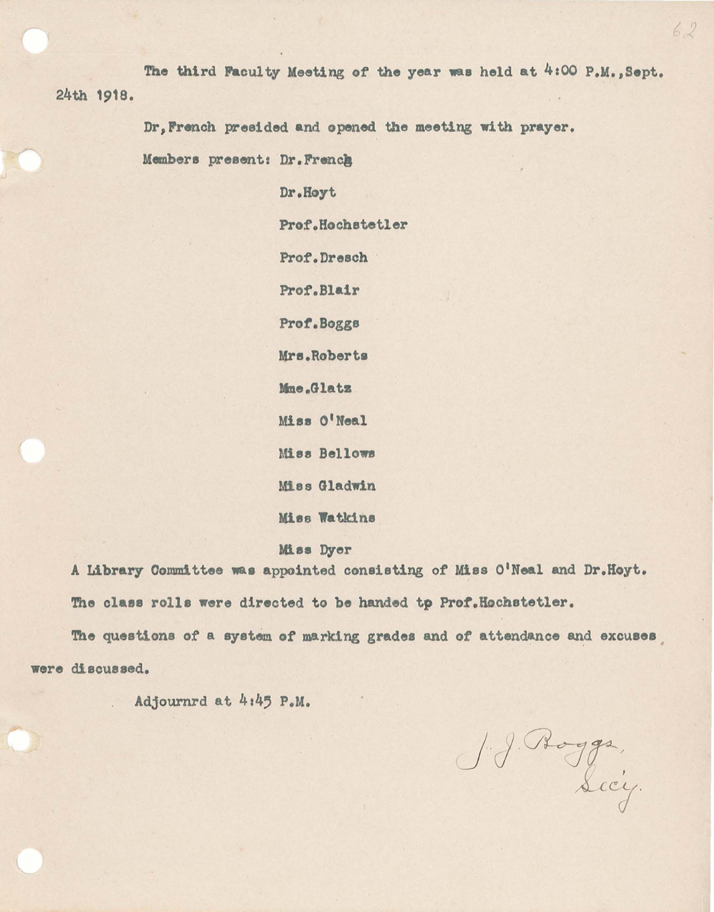The third Faculty Meeting of the year was held at 4:00 P.M., Sept. 24th 1918.

Dr, French presided and opened the meeting with prayer.

Members present: Dr. French

Dr. Hoyt

Prof. Hochstetler

Prof. Dresch

Prof. Blair

Prof. Boggs

Mrs. Roberts

Mme. Glatz

Miss O'Neal

Miss Bellows

Miss Gladwin

Miss Watkins

Miss Dyer

A Library Committee was appointed consisting of Miss O'Neal and Dr. Hoyt.

The class rolls were directed to be handed tp Prof. Hochstetler.

The questions of a system of marking grades and of attendance and excuses were discussed.

Adjournrd at 4:45 P.M.

J. J. Boggs,
Sec'y.